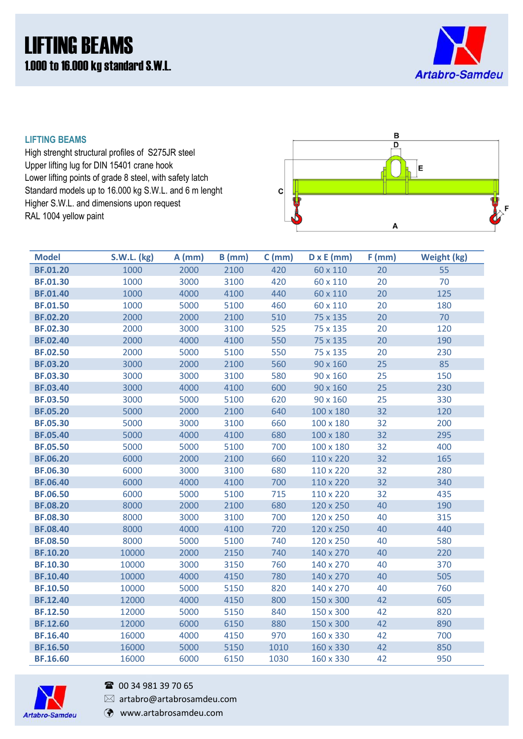# LIFTING BEAMS

## 1.000 to 16.000 kg standard S.W.L.

Artabro-Samdeu

### LIFTING BEAMS

High strenght structural profiles of S275JR steel
Upper lifting lug for DIN 15401 crane hook
Lower lifting points of grade 8 steel, with safety latch
Standard models up to 16.000 kg S.W.L. and 6 m lenght
Higher S.W.L. and dimensions upon request
RAL 1004 yellow paint

| Model | S.W.L. (kg) | A (mm) | B (mm) | C (mm) | D x E (mm) | F (mm) | Weight (kg) |
|---|---|---|---|---|---|---|---|
| BF.01.20 | 1000 | 2000 | 2100 | 420 | 60 x 110 | 20 | 55 |
| BF.01.30 | 1000 | 3000 | 3100 | 420 | 60 x 110 | 20 | 70 |
| BF.01.40 | 1000 | 4000 | 4100 | 440 | 60 x 110 | 20 | 125 |
| BF.01.50 | 1000 | 5000 | 5100 | 460 | 60 x 110 | 20 | 180 |
| BF.02.20 | 2000 | 2000 | 2100 | 510 | 75 x 135 | 20 | 70 |
| BF.02.30 | 2000 | 3000 | 3100 | 525 | 75 x 135 | 20 | 120 |
| BF.02.40 | 2000 | 4000 | 4100 | 550 | 75 x 135 | 20 | 190 |
| BF.02.50 | 2000 | 5000 | 5100 | 550 | 75 x 135 | 20 | 230 |
| BF.03.20 | 3000 | 2000 | 2100 | 560 | 90 x 160 | 25 | 85 |
| BF.03.30 | 3000 | 3000 | 3100 | 580 | 90 x 160 | 25 | 150 |
| BF.03.40 | 3000 | 4000 | 4100 | 600 | 90 x 160 | 25 | 230 |
| BF.03.50 | 3000 | 5000 | 5100 | 620 | 90 x 160 | 25 | 330 |
| BF.05.20 | 5000 | 2000 | 2100 | 640 | 100 x 180 | 32 | 120 |
| BF.05.30 | 5000 | 3000 | 3100 | 660 | 100 x 180 | 32 | 200 |
| BF.05.40 | 5000 | 4000 | 4100 | 680 | 100 x 180 | 32 | 295 |
| BF.05.50 | 5000 | 5000 | 5100 | 700 | 100 x 180 | 32 | 400 |
| BF.06.20 | 6000 | 2000 | 2100 | 660 | 110 x 220 | 32 | 165 |
| BF.06.30 | 6000 | 3000 | 3100 | 680 | 110 x 220 | 32 | 280 |
| BF.06.40 | 6000 | 4000 | 4100 | 700 | 110 x 220 | 32 | 340 |
| BF.06.50 | 6000 | 5000 | 5100 | 715 | 110 x 220 | 32 | 435 |
| BF.08.20 | 8000 | 2000 | 2100 | 680 | 120 x 250 | 40 | 190 |
| BF.08.30 | 8000 | 3000 | 3100 | 700 | 120 x 250 | 40 | 315 |
| BF.08.40 | 8000 | 4000 | 4100 | 720 | 120 x 250 | 40 | 440 |
| BF.08.50 | 8000 | 5000 | 5100 | 740 | 120 x 250 | 40 | 580 |
| BF.10.20 | 10000 | 2000 | 2150 | 740 | 140 x 270 | 40 | 220 |
| BF.10.30 | 10000 | 3000 | 3150 | 760 | 140 x 270 | 40 | 370 |
| BF.10.40 | 10000 | 4000 | 4150 | 780 | 140 x 270 | 40 | 505 |
| BF.10.50 | 10000 | 5000 | 5150 | 820 | 140 x 270 | 40 | 760 |
| BF.12.40 | 12000 | 4000 | 4150 | 800 | 150 x 300 | 42 | 605 |
| BF.12.50 | 12000 | 5000 | 5150 | 840 | 150 x 300 | 42 | 820 |
| BF.12.60 | 12000 | 6000 | 6150 | 880 | 150 x 300 | 42 | 890 |
| BF.16.40 | 16000 | 4000 | 4150 | 970 | 160 x 330 | 42 | 700 |
| BF.16.50 | 16000 | 5000 | 5150 | 1010 | 160 x 330 | 42 | 850 |
| BF.16.60 | 16000 | 6000 | 6150 | 1030 | 160 x 330 | 42 | 950 |

Artabro-Samdeu

☎ 00 34 981 39 70 65
✉ artabro@artabrosamdeu.com
www.artabrosamdeu.com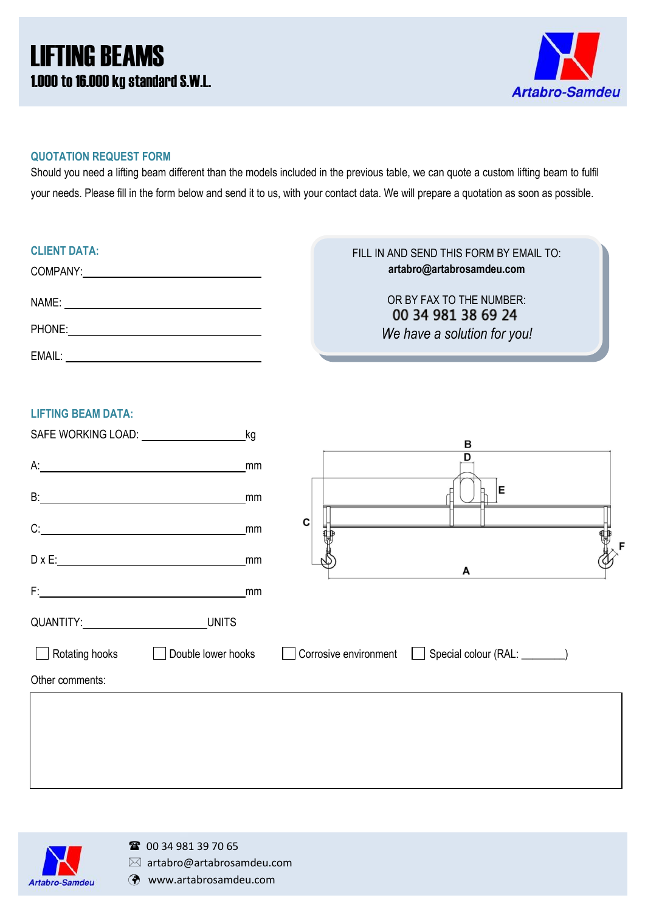# LIFTING BEAMS

**1.000 to 16.000 kg standard S.W.L.**

Artabro-Samdeu

### QUOTATION REQUEST FORM

Should you need a lifting beam different than the models included in the previous table, we can quote a custom lifting beam to fulfil your needs. Please fill in the form below and send it to us, with your contact data. We will prepare a quotation as soon as possible.

### CLIENT DATA:

COMPANY: ______________________

NAME: ______________________

PHONE: ______________________

EMAIL: ______________________

FILL IN AND SEND THIS FORM BY EMAIL TO:
**artabro@artabrosamdeu.com**

OR BY FAX TO THE NUMBER:
00 34 981 38 69 24

*We have a solution for you!*

### LIFTING BEAM DATA:

SAFE WORKING LOAD: ______________ kg

A: ______________________ mm

B: ______________________ mm

C: ______________________ mm

D x E: ______________________ mm

F: ______________________ mm

QUANTITY: ______________ UNITS

B
D
E
C
F
A

☐ Rotating hooks ☐ Double lower hooks ☐ Corrosive environment ☐ Special colour (RAL: ________)

Other comments:

---

Artabro-Samdeu

☎ 00 34 981 39 70 65
✉ artabro@artabrosamdeu.com
www.artabrosamdeu.com